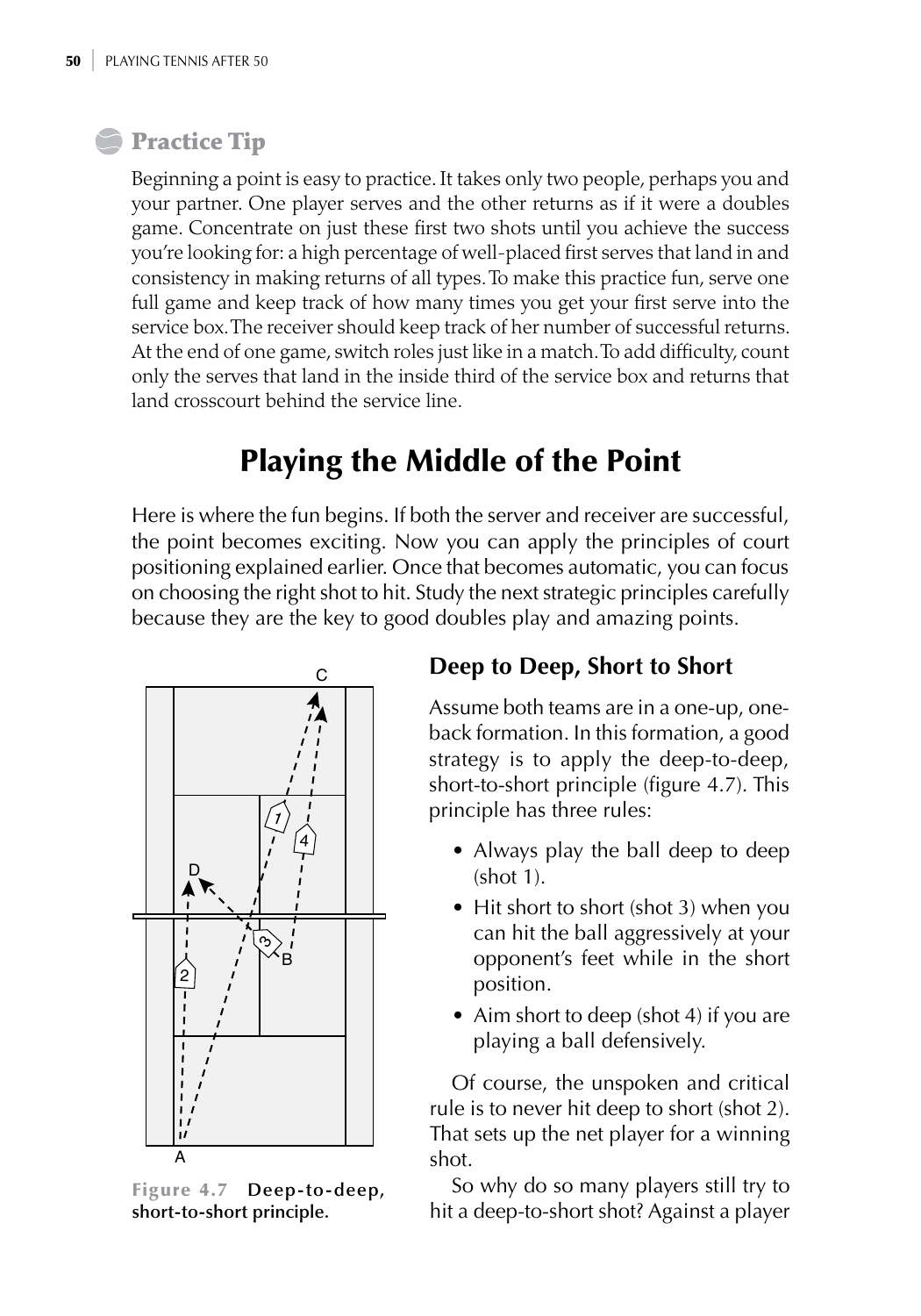## Practice Tip

Beginning a point is easy to practice. It takes only two people, perhaps you and your partner. One player serves and the other returns as if it were a doubles game. Concentrate on just these first two shots until you achieve the success you're looking for: a high percentage of well-placed first serves that land in and consistency in making returns of all types. To make this practice fun, serve one full game and keep track of how many times you get your first serve into the service box. The receiver should keep track of her number of successful returns. At the end of one game, switch roles just like in a match. To add difficulty, count only the serves that land in the inside third of the service box and returns that land crosscourt behind the service line.

# Playing the Middle of the Point

Here is where the fun begins. If both the server and receiver are successful, the point becomes exciting. Now you can apply the principles of court positioning explained earlier. Once that becomes automatic, you can focus on choosing the right shot to hit. Study the next strategic principles carefully because they are the key to good doubles play and amazing points.

**Figure 4.7** Deep-to-deep, short-to-short principle.

### Deep to Deep, Short to Short

Assume both teams are in a one-up, one-back formation. In this formation, a good strategy is to apply the deep-to-deep, short-to-short principle (figure 4.7). This principle has three rules:

- Always play the ball deep to deep (shot 1).
- Hit short to short (shot 3) when you can hit the ball aggressively at your opponent's feet while in the short position.
- Aim short to deep (shot 4) if you are playing a ball defensively.

Of course, the unspoken and critical rule is to never hit deep to short (shot 2). That sets up the net player for a winning shot.

So why do so many players still try to hit a deep-to-short shot? Against a player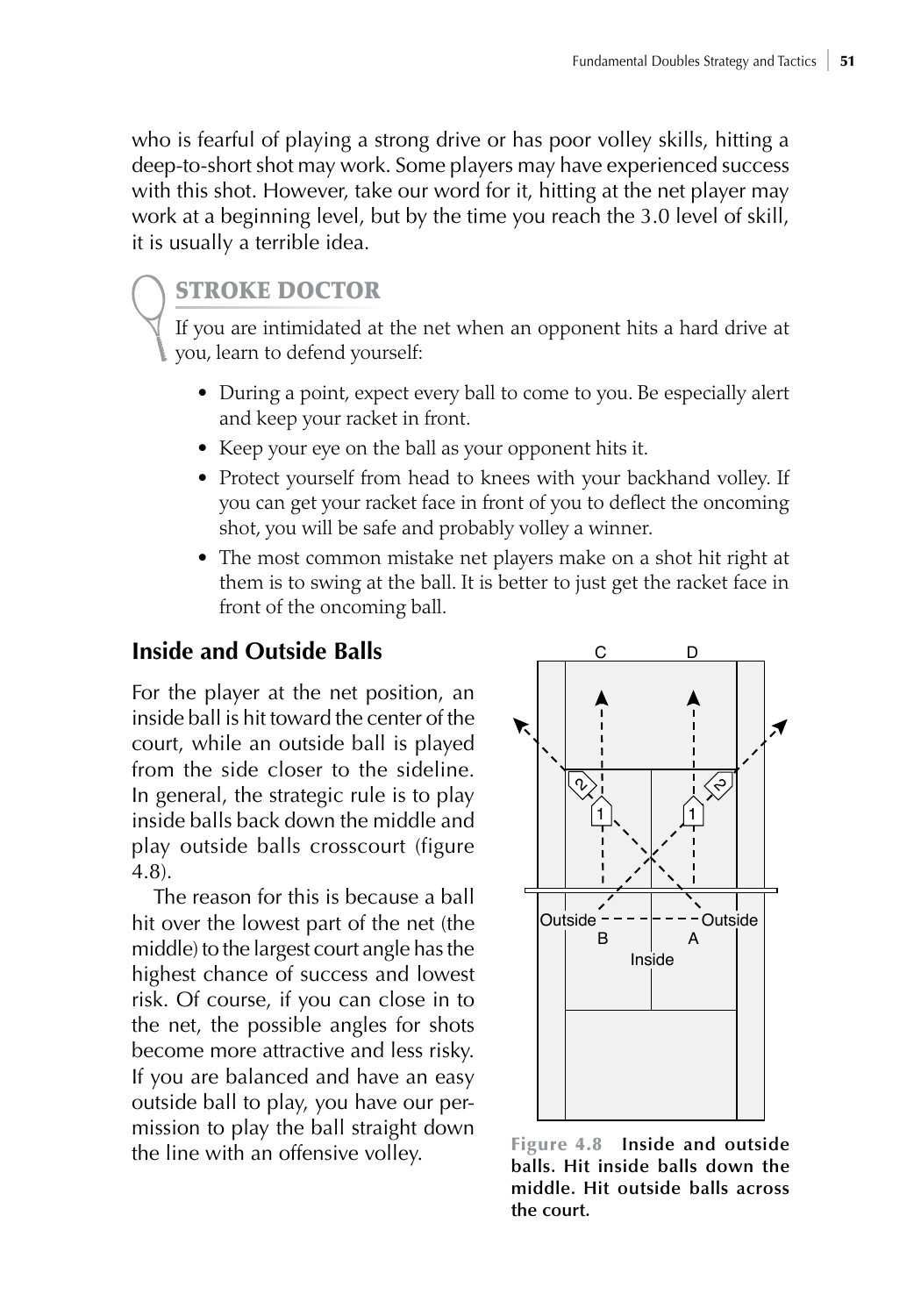who is fearful of playing a strong drive or has poor volley skills, hitting a deep-to-short shot may work. Some players may have experienced success with this shot. However, take our word for it, hitting at the net player may work at a beginning level, but by the time you reach the 3.0 level of skill, it is usually a terrible idea.

### STROKE DOCTOR

If you are intimidated at the net when an opponent hits a hard drive at you, learn to defend yourself:

- During a point, expect every ball to come to you. Be especially alert and keep your racket in front.
- Keep your eye on the ball as your opponent hits it.
- Protect yourself from head to knees with your backhand volley. If you can get your racket face in front of you to deflect the oncoming shot, you will be safe and probably volley a winner.
- The most common mistake net players make on a shot hit right at them is to swing at the ball. It is better to just get the racket face in front of the oncoming ball.

## Inside and Outside Balls

For the player at the net position, an inside ball is hit toward the center of the court, while an outside ball is played from the side closer to the sideline. In general, the strategic rule is to play inside balls back down the middle and play outside balls crosscourt (figure 4.8).

The reason for this is because a ball hit over the lowest part of the net (the middle) to the largest court angle has the highest chance of success and lowest risk. Of course, if you can close in to the net, the possible angles for shots become more attractive and less risky. If you are balanced and have an easy outside ball to play, you have our permission to play the ball straight down the line with an offensive volley.

C
D
2
2
1
1
Outside
Outside
B
A
Inside

**Figure 4.8** Inside and outside balls. Hit inside balls down the middle. Hit outside balls across the court.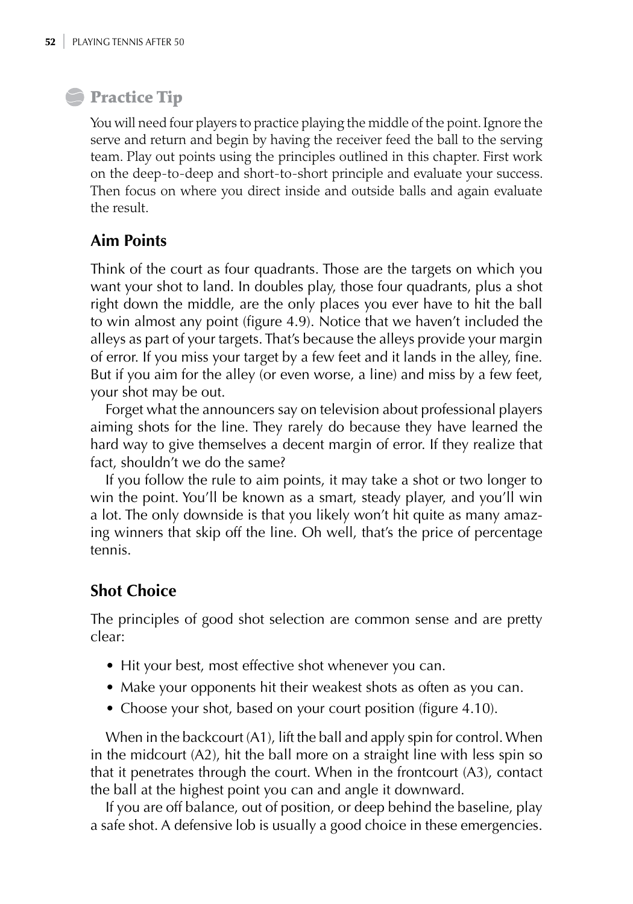## Practice Tip

You will need four players to practice playing the middle of the point. Ignore the serve and return and begin by having the receiver feed the ball to the serving team. Play out points using the principles outlined in this chapter. First work on the deep-to-deep and short-to-short principle and evaluate your success. Then focus on where you direct inside and outside balls and again evaluate the result.

### Aim Points

Think of the court as four quadrants. Those are the targets on which you want your shot to land. In doubles play, those four quadrants, plus a shot right down the middle, are the only places you ever have to hit the ball to win almost any point (figure 4.9). Notice that we haven't included the alleys as part of your targets. That's because the alleys provide your margin of error. If you miss your target by a few feet and it lands in the alley, fine. But if you aim for the alley (or even worse, a line) and miss by a few feet, your shot may be out.

Forget what the announcers say on television about professional players aiming shots for the line. They rarely do because they have learned the hard way to give themselves a decent margin of error. If they realize that fact, shouldn't we do the same?

If you follow the rule to aim points, it may take a shot or two longer to win the point. You'll be known as a smart, steady player, and you'll win a lot. The only downside is that you likely won't hit quite as many amazing winners that skip off the line. Oh well, that's the price of percentage tennis.

### Shot Choice

The principles of good shot selection are common sense and are pretty clear:

- Hit your best, most effective shot whenever you can.
- Make your opponents hit their weakest shots as often as you can.
- Choose your shot, based on your court position (figure 4.10).

When in the backcourt (A1), lift the ball and apply spin for control. When in the midcourt (A2), hit the ball more on a straight line with less spin so that it penetrates through the court. When in the frontcourt (A3), contact the ball at the highest point you can and angle it downward.

If you are off balance, out of position, or deep behind the baseline, play a safe shot. A defensive lob is usually a good choice in these emergencies.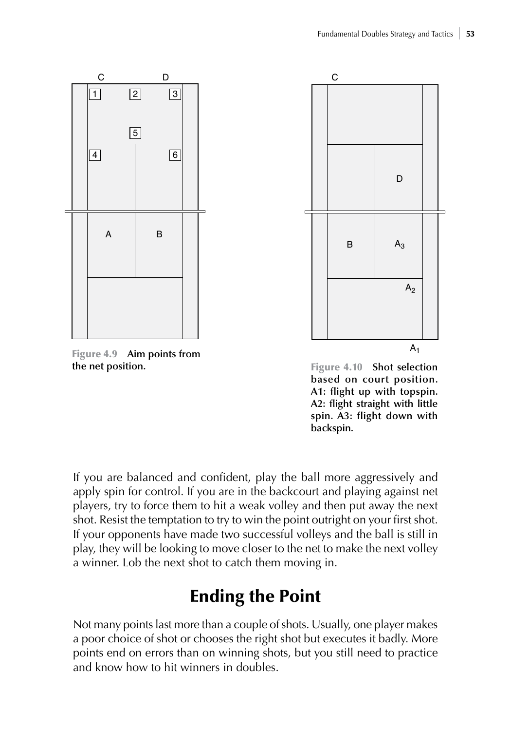C D

1 2 3

5

4 6

A B

**Figure 4.9** Aim points from the net position.

C

D

B $A_3$

$A_2$

$A_1$

**Figure 4.10** Shot selection based on court position. A1: flight up with topspin. A2: flight straight with little spin. A3: flight down with backspin.

If you are balanced and confident, play the ball more aggressively and apply spin for control. If you are in the backcourt and playing against net players, try to force them to hit a weak volley and then put away the next shot. Resist the temptation to try to win the point outright on your first shot. If your opponents have made two successful volleys and the ball is still in play, they will be looking to move closer to the net to make the next volley a winner. Lob the next shot to catch them moving in.

## Ending the Point

Not many points last more than a couple of shots. Usually, one player makes a poor choice of shot or chooses the right shot but executes it badly. More points end on errors than on winning shots, but you still need to practice and know how to hit winners in doubles.